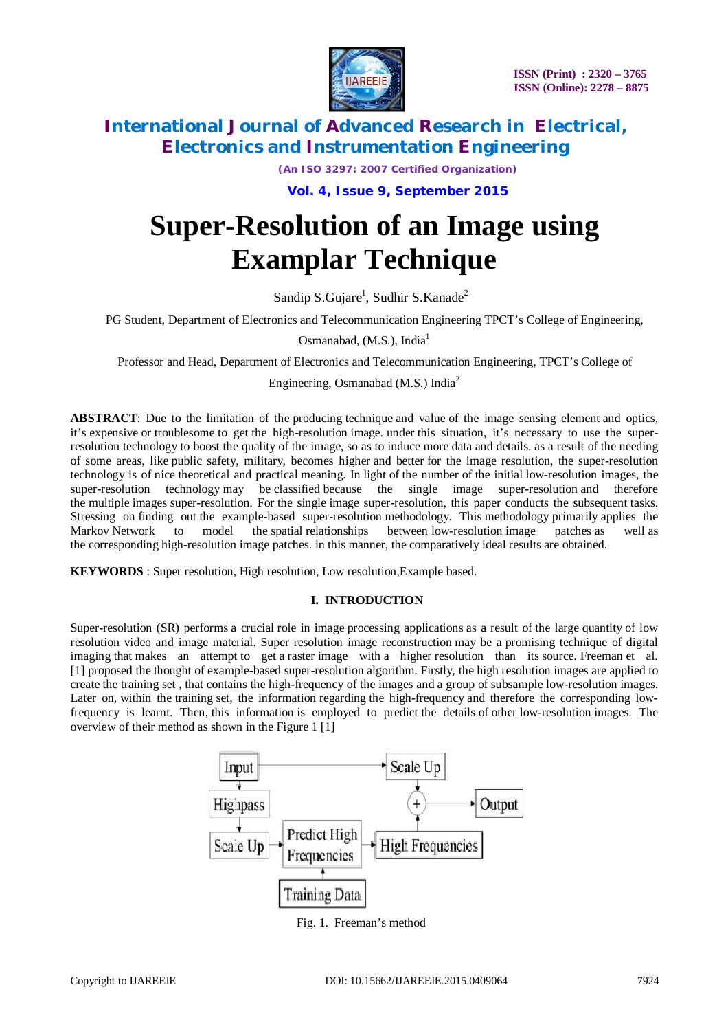# Super-Resolution of an Image using Examplar Technique

Sandip S.Gujare[1], Sudhir S.Kanade[2]

PG Student, Department of Electronics and Telecommunication Engineering TPCT's College of Engineering, Osmanabad, (M.S.), India[1]

Professor and Head, Department of Electronics and Telecommunication Engineering, TPCT's College of Engineering, Osmanabad (M.S.) India[2]

**ABSTRACT**: Due to the limitation of the producing technique and value of the image sensing element and optics, it's expensive or troublesome to get the high-resolution image. under this situation, it's necessary to use the super-resolution technology to boost the quality of the image, so as to induce more data and details. as a result of the needing of some areas, like public safety, military, becomes higher and better for the image resolution, the super-resolution technology is of nice theoretical and practical meaning. In light of the number of the initial low-resolution images, the super-resolution technology may be classified because the single image super-resolution and therefore the multiple images super-resolution. For the single image super-resolution, this paper conducts the subsequent tasks. Stressing on finding out the example-based super-resolution methodology. This methodology primarily applies the Markov Network to model the spatial relationships between low-resolution image patches as well as the corresponding high-resolution image patches. in this manner, the comparatively ideal results are obtained.

**KEYWORDS** : Super resolution, High resolution, Low resolution,Example based.

## I. INTRODUCTION

Super-resolution (SR) performs a crucial role in image processing applications as a result of the large quantity of low resolution video and image material. Super resolution image reconstruction may be a promising technique of digital imaging that makes an attempt to get a raster image with a higher resolution than its source. Freeman et al. [1] proposed the thought of example-based super-resolution algorithm. Firstly, the high resolution images are applied to create the training set , that contains the high-frequency of the images and a group of subsample low-resolution images. Later on, within the training set, the information regarding the high-frequency and therefore the corresponding low-frequency is learnt. Then, this information is employed to predict the details of other low-resolution images. The overview of their method as shown in the Figure 1 [1]

Fig. 1. Freeman's method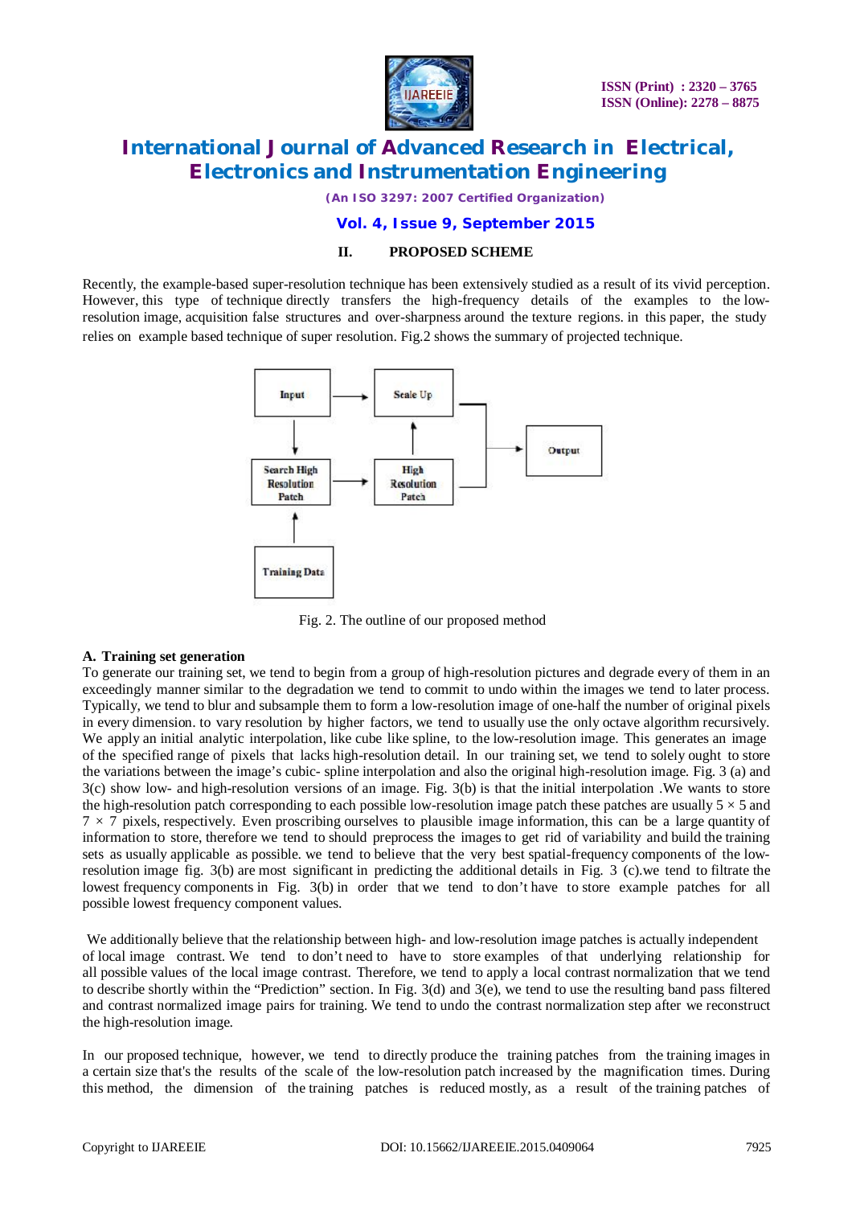## II. PROPOSED SCHEME

Recently, the example-based super-resolution technique has been extensively studied as a result of its vivid perception. However, this type of technique directly transfers the high-frequency details of the examples to the low-resolution image, acquisition false structures and over-sharpness around the texture regions. in this paper, the study relies on example based technique of super resolution. Fig.2 shows the summary of projected technique.

Fig. 2. The outline of our proposed method

### A. Training set generation

To generate our training set, we tend to begin from a group of high-resolution pictures and degrade every of them in an exceedingly manner similar to the degradation we tend to commit to undo within the images we tend to later process. Typically, we tend to blur and subsample them to form a low-resolution image of one-half the number of original pixels in every dimension. to vary resolution by higher factors, we tend to usually use the only octave algorithm recursively. We apply an initial analytic interpolation, like cube like spline, to the low-resolution image. This generates an image of the specified range of pixels that lacks high-resolution detail. In our training set, we tend to solely ought to store the variations between the image's cubic- spline interpolation and also the original high-resolution image. Fig. 3 (a) and 3(c) show low- and high-resolution versions of an image. Fig. 3(b) is that the initial interpolation .We wants to store the high-resolution patch corresponding to each possible low-resolution image patch these patches are usually 5 × 5 and 7 × 7 pixels, respectively. Even proscribing ourselves to plausible image information, this can be a large quantity of information to store, therefore we tend to should preprocess the images to get rid of variability and build the training sets as usually applicable as possible. we tend to believe that the very best spatial-frequency components of the low-resolution image fig. 3(b) are most significant in predicting the additional details in Fig. 3 (c).we tend to filtrate the lowest frequency components in Fig. 3(b) in order that we tend to don't have to store example patches for all possible lowest frequency component values.

We additionally believe that the relationship between high- and low-resolution image patches is actually independent of local image contrast. We tend to don't need to have to store examples of that underlying relationship for all possible values of the local image contrast. Therefore, we tend to apply a local contrast normalization that we tend to describe shortly within the "Prediction" section. In Fig. 3(d) and 3(e), we tend to use the resulting band pass filtered and contrast normalized image pairs for training. We tend to undo the contrast normalization step after we reconstruct the high-resolution image.

In our proposed technique, however, we tend to directly produce the training patches from the training images in a certain size that's the results of the scale of the low-resolution patch increased by the magnification times. During this method, the dimension of the training patches is reduced mostly, as a result of the training patches of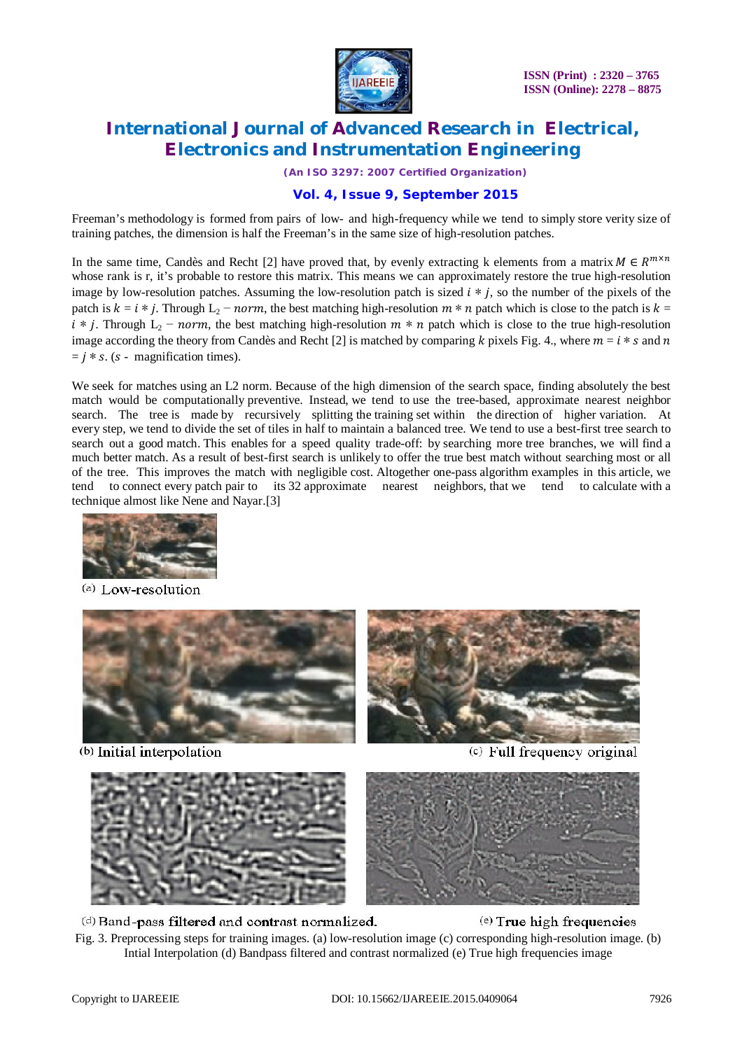Freeman's methodology is formed from pairs of low- and high-frequency while we tend to simply store verity size of training patches, the dimension is half the Freeman's in the same size of high-resolution patches.

In the same time, Candès and Recht [2] have proved that, by evenly extracting k elements from a matrix $M \in R^{m \times n}$ whose rank is r, it's probable to restore this matrix. This means we can approximately restore the true high-resolution image by low-resolution patches. Assuming the low-resolution patch is sized $i * j$, so the number of the pixels of the patch is $k = i * j$. Through $L_2 - norm$, the best matching high-resolution $m * n$ patch which is close to the patch is $k = i * j$. Through $L_2 - norm$, the best matching high-resolution $m * n$ patch which is close to the true high-resolution image according the theory from Candès and Recht [2] is matched by comparing $k$ pixels Fig. 4., where $m = i * s$ and $n = j * s$. ($s$ - magnification times).

We seek for matches using an L2 norm. Because of the high dimension of the search space, finding absolutely the best match would be computationally preventive. Instead, we tend to use the tree-based, approximate nearest neighbor search. The tree is made by recursively splitting the training set within the direction of higher variation. At every step, we tend to divide the set of tiles in half to maintain a balanced tree. We tend to use a best-first tree search to search out a good match. This enables for a speed quality trade-off: by searching more tree branches, we will find a much better match. As a result of best-first search is unlikely to offer the true best match without searching most or all of the tree. This improves the match with negligible cost. Altogether one-pass algorithm examples in this article, we tend to connect every patch pair to its 32 approximate nearest neighbors, that we tend to calculate with a technique almost like Nene and Nayar.[3]

(a) Low-resolution

(b) Initial interpolation

(c) Full frequency original

(d) Band-pass filtered and contrast normalized.

(e) True high frequencies

Fig. 3. Preprocessing steps for training images. (a) low-resolution image (c) corresponding high-resolution image. (b) Intial Interpolation (d) Bandpass filtered and contrast normalized (e) True high frequencies image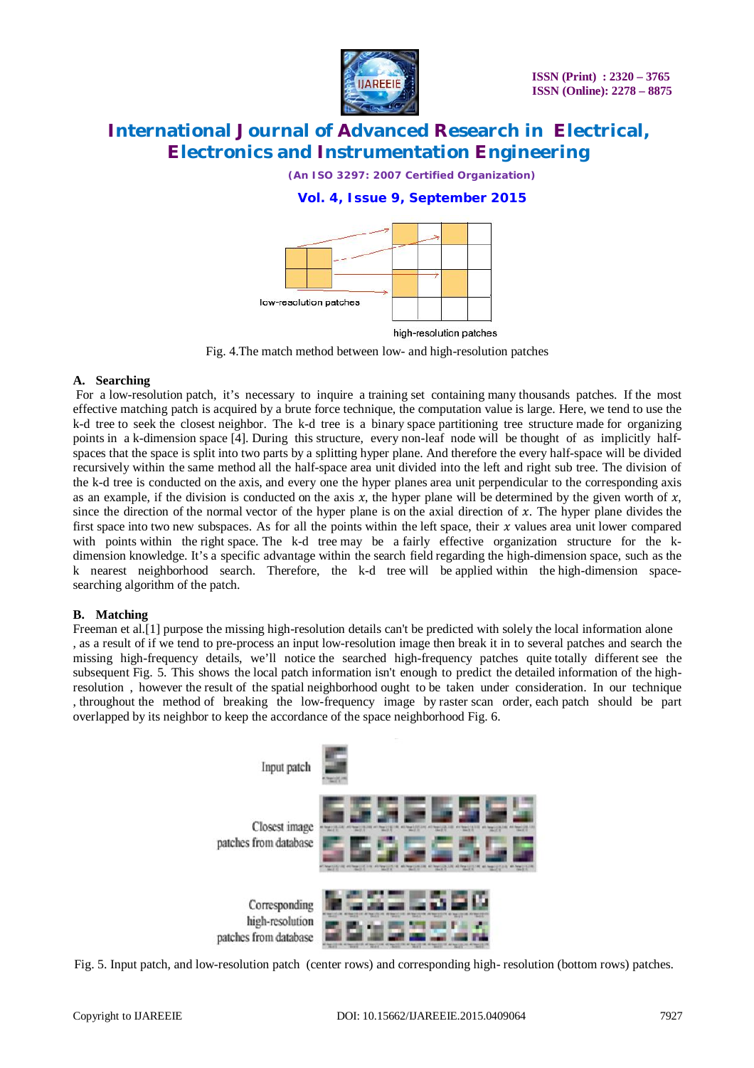Fig. 4.The match method between low- and high-resolution patches

### A. Searching

For a low-resolution patch, it's necessary to inquire a training set containing many thousands patches. If the most effective matching patch is acquired by a brute force technique, the computation value is large. Here, we tend to use the k-d tree to seek the closest neighbor. The k-d tree is a binary space partitioning tree structure made for organizing points in a k-dimension space [4]. During this structure, every non-leaf node will be thought of as implicitly half-spaces that the space is split into two parts by a splitting hyper plane. And therefore the every half-space will be divided recursively within the same method all the half-space area unit divided into the left and right sub tree. The division of the k-d tree is conducted on the axis, and every one the hyper planes area unit perpendicular to the corresponding axis as an example, if the division is conducted on the axis $x$, the hyper plane will be determined by the given worth of $x$, since the direction of the normal vector of the hyper plane is on the axial direction of $x$. The hyper plane divides the first space into two new subspaces. As for all the points within the left space, their $x$ values area unit lower compared with points within the right space. The k-d tree may be a fairly effective organization structure for the k-dimension knowledge. It's a specific advantage within the search field regarding the high-dimension space, such as the k nearest neighborhood search. Therefore, the k-d tree will be applied within the high-dimension space-searching algorithm of the patch.

### B. Matching

Freeman et al.[1] purpose the missing high-resolution details can't be predicted with solely the local information alone , as a result of if we tend to pre-process an input low-resolution image then break it in to several patches and search the missing high-frequency details, we'll notice the searched high-frequency patches quite totally different see the subsequent Fig. 5. This shows the local patch information isn't enough to predict the detailed information of the high-resolution , however the result of the spatial neighborhood ought to be taken under consideration. In our technique , throughout the method of breaking the low-frequency image by raster scan order, each patch should be part overlapped by its neighbor to keep the accordance of the space neighborhood Fig. 6.

Fig. 5. Input patch, and low-resolution patch (center rows) and corresponding high- resolution (bottom rows) patches.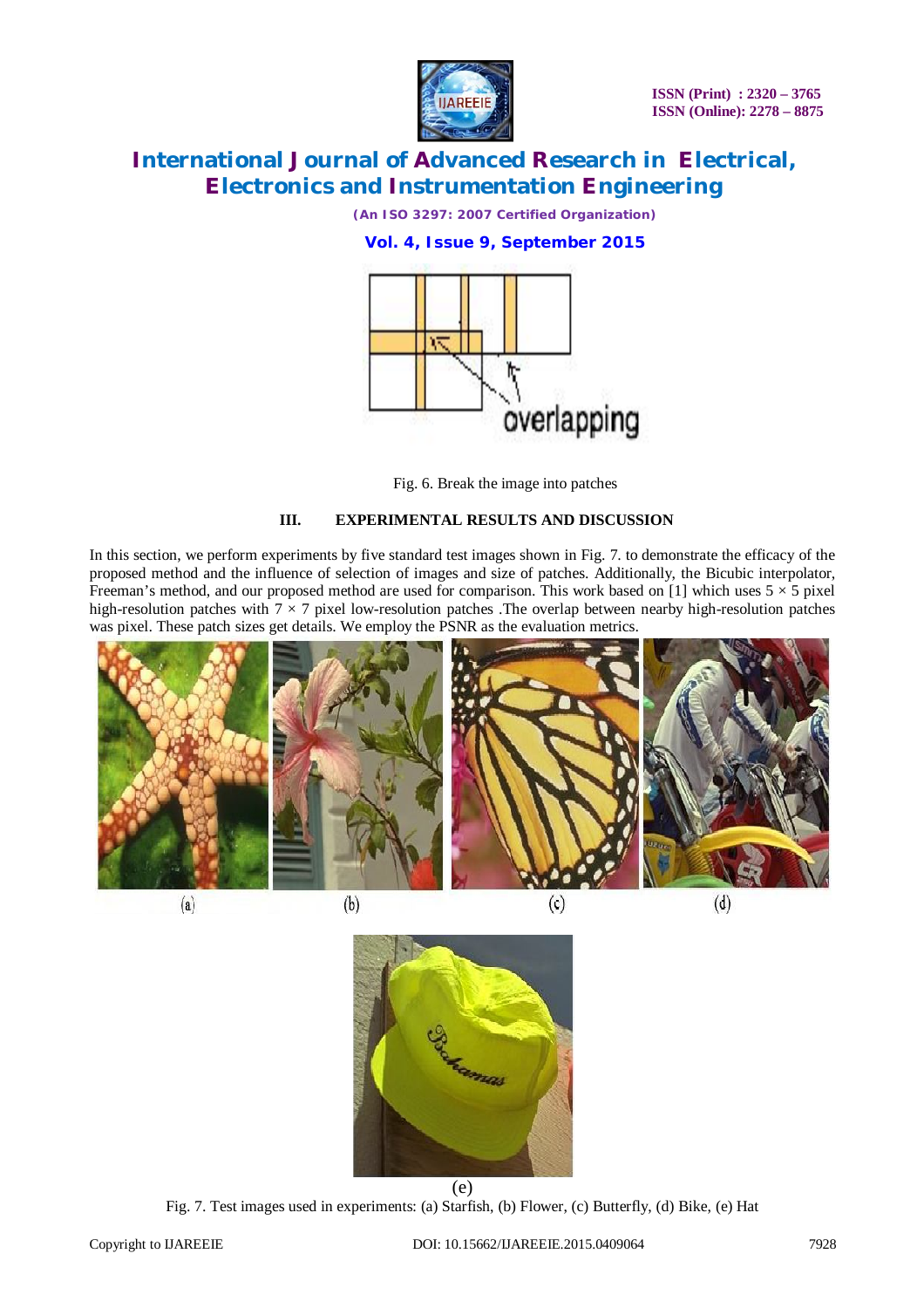Fig. 6. Break the image into patches

## III. EXPERIMENTAL RESULTS AND DISCUSSION

In this section, we perform experiments by five standard test images shown in Fig. 7. to demonstrate the efficacy of the proposed method and the influence of selection of images and size of patches. Additionally, the Bicubic interpolator, Freeman's method, and our proposed method are used for comparison. This work based on [1] which uses $5 \times 5$ pixel high-resolution patches with $7 \times 7$ pixel low-resolution patches .The overlap between nearby high-resolution patches was pixel. These patch sizes get details. We employ the PSNR as the evaluation metrics.

(a) (b) (c) (d)

(e)

Fig. 7. Test images used in experiments: (a) Starfish, (b) Flower, (c) Butterfly, (d) Bike, (e) Hat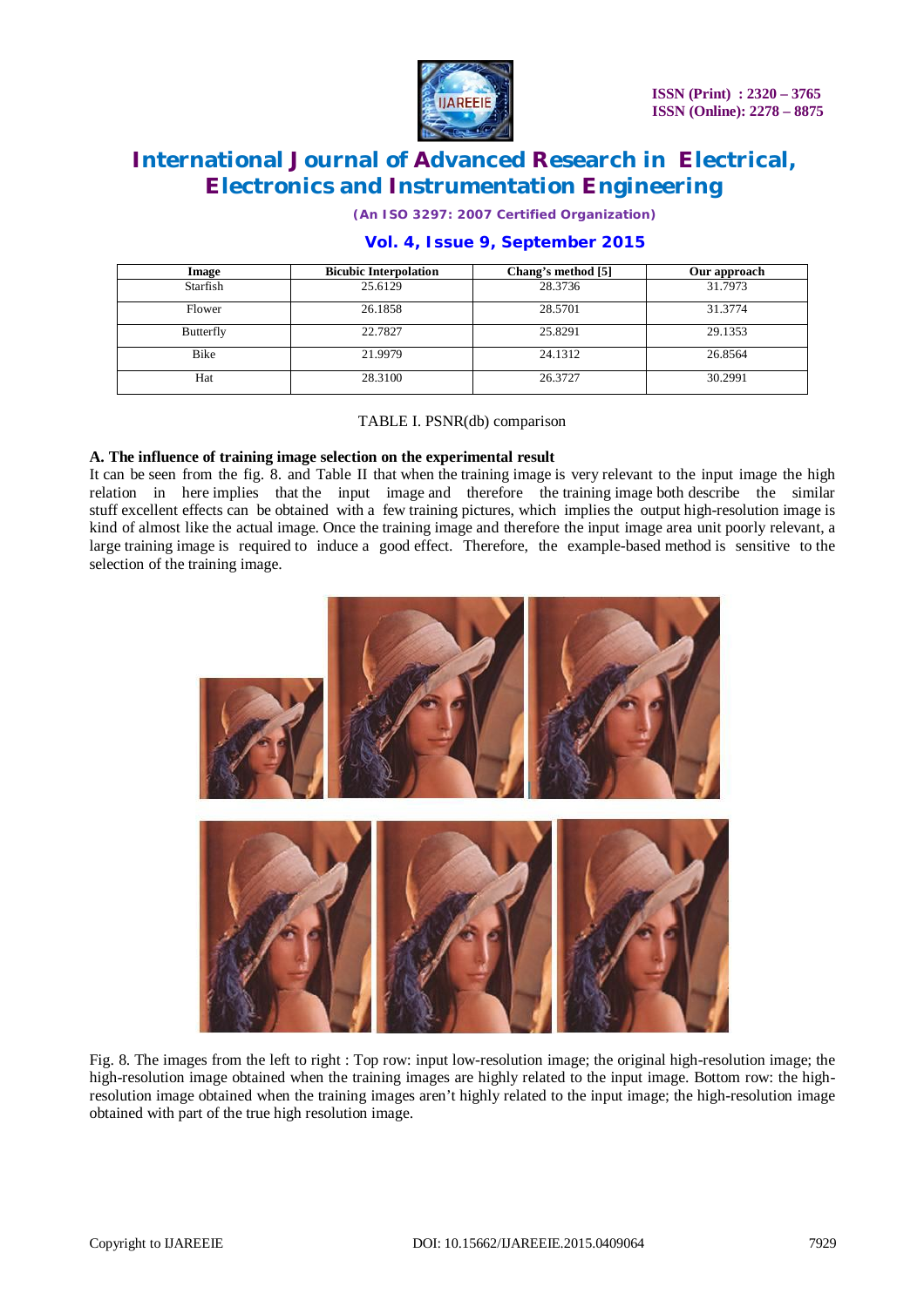| Image | Bicubic Interpolation | Chang's method [5] | Our approach |
| --- | --- | --- | --- |
| Starfish | 25.6129 | 28.3736 | 31.7973 |
| Flower | 26.1858 | 28.5701 | 31.3774 |
| Butterfly | 22.7827 | 25.8291 | 29.1353 |
| Bike | 21.9979 | 24.1312 | 26.8564 |
| Hat | 28.3100 | 26.3727 | 30.2991 |

TABLE I. PSNR(db) comparison

### A. The influence of training image selection on the experimental result

It can be seen from the fig. 8. and Table II that when the training image is very relevant to the input image the high relation in here implies that the input image and therefore the training image both describe the similar stuff excellent effects can be obtained with a few training pictures, which implies the output high-resolution image is kind of almost like the actual image. Once the training image and therefore the input image area unit poorly relevant, a large training image is required to induce a good effect. Therefore, the example-based method is sensitive to the selection of the training image.

Fig. 8. The images from the left to right : Top row: input low-resolution image; the original high-resolution image; the high-resolution image obtained when the training images are highly related to the input image. Bottom row: the high-resolution image obtained when the training images aren't highly related to the input image; the high-resolution image obtained with part of the true high resolution image.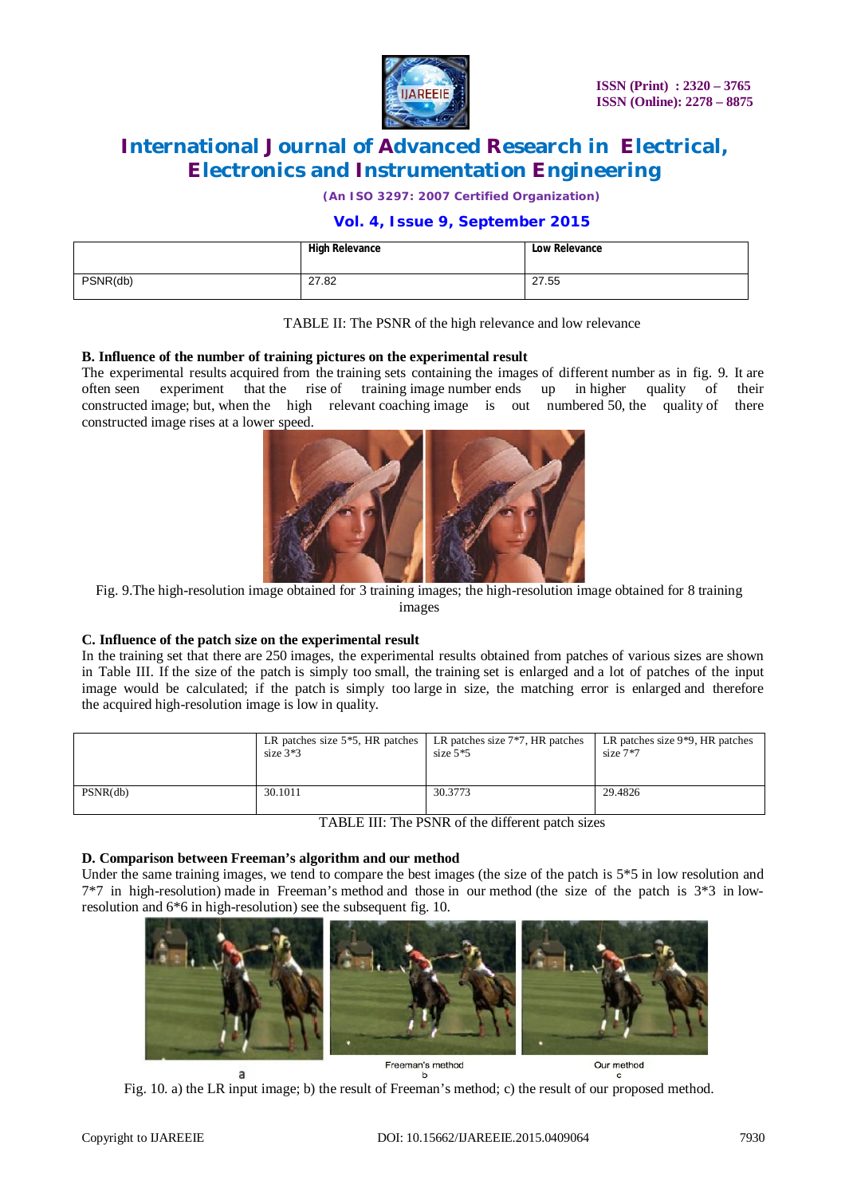|  | High Relevance | Low Relevance |
|---|---|---|
| PSNR(db) | 27.82 | 27.55 |

TABLE II: The PSNR of the high relevance and low relevance

### B. Influence of the number of training pictures on the experimental result

The experimental results acquired from the training sets containing the images of different number as in fig. 9. It are often seen experiment that the rise of training image number ends up in higher quality of their constructed image; but, when the high relevant coaching image is out numbered 50, the quality of there constructed image rises at a lower speed.

Fig. 9.The high-resolution image obtained for 3 training images; the high-resolution image obtained for 8 training images

### C. Influence of the patch size on the experimental result

In the training set that there are 250 images, the experimental results obtained from patches of various sizes are shown in Table III. If the size of the patch is simply too small, the training set is enlarged and a lot of patches of the input image would be calculated; if the patch is simply too large in size, the matching error is enlarged and therefore the acquired high-resolution image is low in quality.

|  | LR patches size 5*5, HR patches size 3*3 | LR patches size 7*7, HR patches size 5*5 | LR patches size 9*9, HR patches size 7*7 |
|---|---|---|---|
| PSNR(db) | 30.1011 | 30.3773 | 29.4826 |

TABLE III: The PSNR of the different patch sizes

### D. Comparison between Freeman's algorithm and our method

Under the same training images, we tend to compare the best images (the size of the patch is 5*5 in low resolution and 7*7 in high-resolution) made in Freeman's method and those in our method (the size of the patch is 3*3 in low-resolution and 6*6 in high-resolution) see the subsequent fig. 10.

Fig. 10. a) the LR input image; b) the result of Freeman's method; c) the result of our proposed method.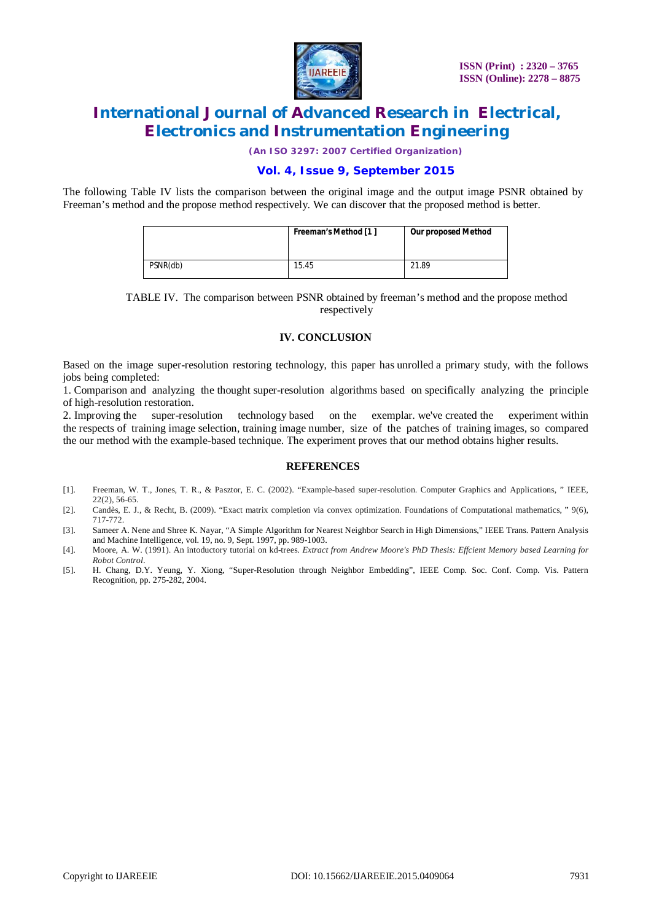The following Table IV lists the comparison between the original image and the output image PSNR obtained by Freeman's method and the propose method respectively. We can discover that the proposed method is better.

| | Freeman's Method [1 ] | Our proposed Method |
|---|---|---|
| PSNR(db) | 15.45 | 21.89 |

TABLE IV. The comparison between PSNR obtained by freeman's method and the propose method respectively

## IV. CONCLUSION

Based on the image super-resolution restoring technology, this paper has unrolled a primary study, with the follows jobs being completed:

1. Comparison and analyzing the thought super-resolution algorithms based on specifically analyzing the principle of high-resolution restoration.
2. Improving the super-resolution technology based on the exemplar. we've created the experiment within the respects of training image selection, training image number, size of the patches of training images, so compared the our method with the example-based technique. The experiment proves that our method obtains higher results.

## REFERENCES

[1]. Freeman, W. T., Jones, T. R., & Pasztor, E. C. (2002). "Example-based super-resolution. Computer Graphics and Applications, " IEEE, 22(2), 56-65.

[2]. Candès, E. J., & Recht, B. (2009). "Exact matrix completion via convex optimization. Foundations of Computational mathematics, " 9(6), 717-772.

[3]. Sameer A. Nene and Shree K. Nayar, "A Simple Algorithm for Nearest Neighbor Search in High Dimensions," IEEE Trans. Pattern Analysis and Machine Intelligence, vol. 19, no. 9, Sept. 1997, pp. 989-1003.

[4]. Moore, A. W. (1991). An intoductory tutorial on kd-trees. *Extract from Andrew Moore's PhD Thesis: Effcient Memory based Learning for Robot Control*.

[5]. H. Chang, D.Y. Yeung, Y. Xiong, "Super-Resolution through Neighbor Embedding", IEEE Comp. Soc. Conf. Comp. Vis. Pattern Recognition, pp. 275-282, 2004.